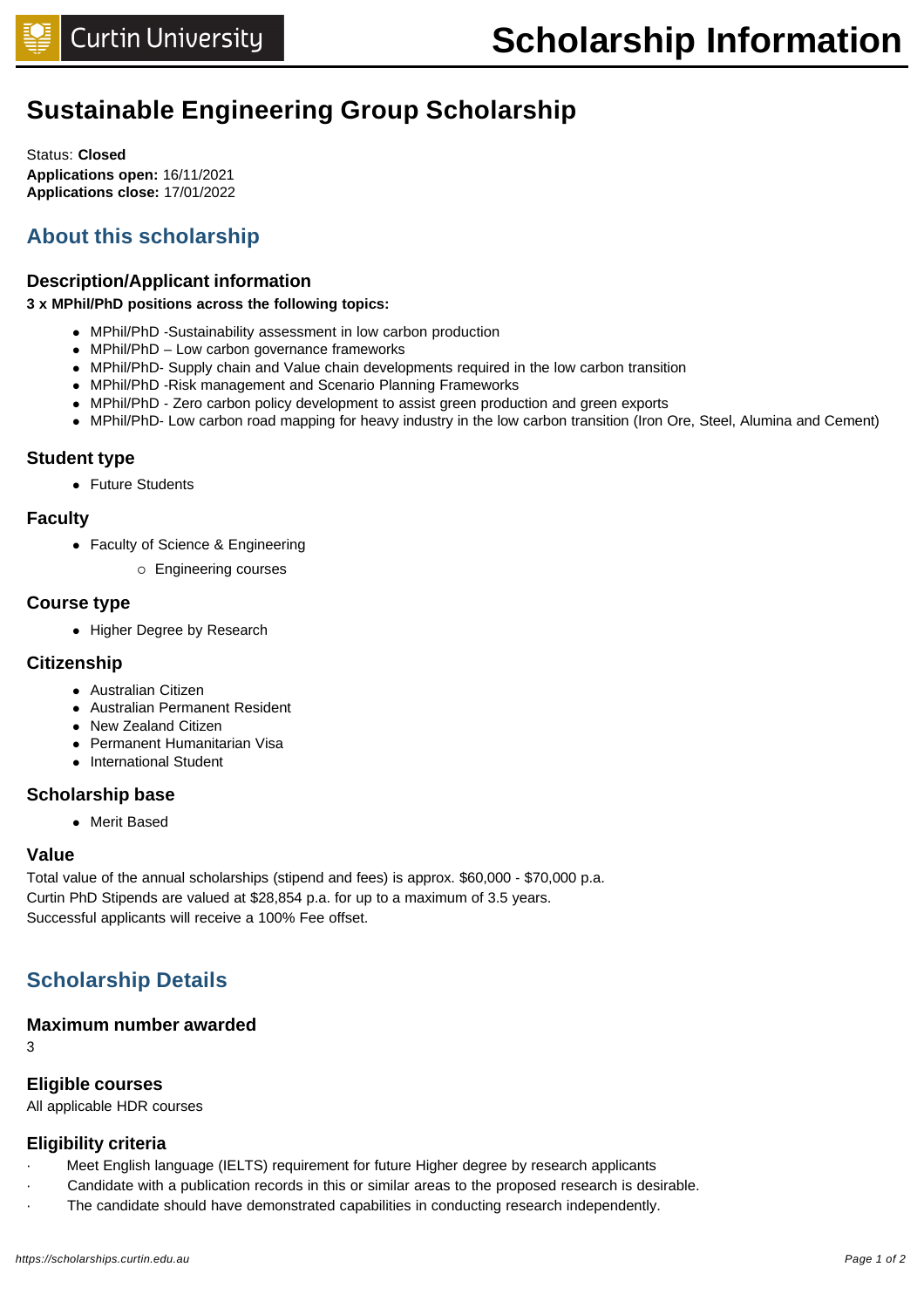# Sustainable Engineering Group Scholarship

Status: **Closed**
**Applications open:** 16/11/2021
**Applications close:** 17/01/2022

## About this scholarship

### Description/Applicant information

**3 x MPhil/PhD positions across the following topics:**

- MPhil/PhD -Sustainability assessment in low carbon production
- MPhil/PhD – Low carbon governance frameworks
- MPhil/PhD- Supply chain and Value chain developments required in the low carbon transition
- MPhil/PhD -Risk management and Scenario Planning Frameworks
- MPhil/PhD - Zero carbon policy development to assist green production and green exports
- MPhil/PhD- Low carbon road mapping for heavy industry in the low carbon transition (Iron Ore, Steel, Alumina and Cement)

### Student type

- Future Students

### Faculty

- Faculty of Science & Engineering
  - Engineering courses

### Course type

- Higher Degree by Research

### Citizenship

- Australian Citizen
- Australian Permanent Resident
- New Zealand Citizen
- Permanent Humanitarian Visa
- International Student

### Scholarship base

- Merit Based

### Value

Total value of the annual scholarships (stipend and fees) is approx. $60,000 - $70,000 p.a.
Curtin PhD Stipends are valued at $28,854 p.a. for up to a maximum of 3.5 years.
Successful applicants will receive a 100% Fee offset.

## Scholarship Details

### Maximum number awarded

3

### Eligible courses

All applicable HDR courses

### Eligibility criteria

- Meet English language (IELTS) requirement for future Higher degree by research applicants
- Candidate with a publication records in this or similar areas to the proposed research is desirable.
- The candidate should have demonstrated capabilities in conducting research independently.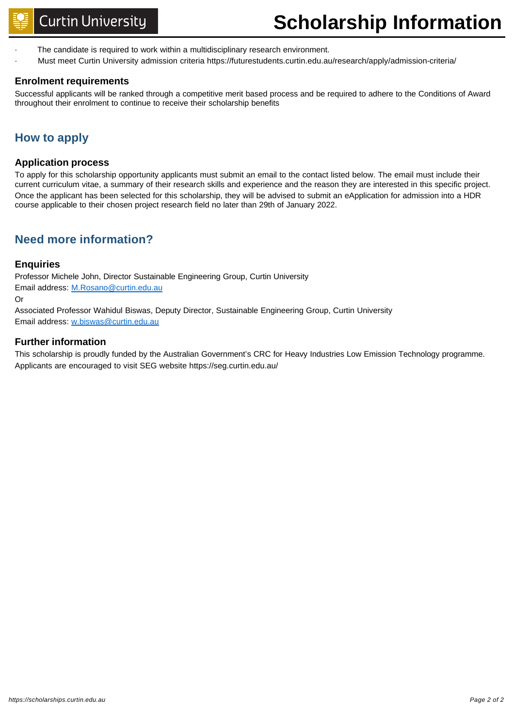- The candidate is required to work within a multidisciplinary research environment.
- Must meet Curtin University admission criteria https://futurestudents.curtin.edu.au/research/apply/admission-criteria/

### Enrolment requirements

Successful applicants will be ranked through a competitive merit based process and be required to adhere to the Conditions of Award throughout their enrolment to continue to receive their scholarship benefits

## How to apply

### Application process

To apply for this scholarship opportunity applicants must submit an email to the contact listed below. The email must include their current curriculum vitae, a summary of their research skills and experience and the reason they are interested in this specific project.

Once the applicant has been selected for this scholarship, they will be advised to submit an eApplication for admission into a HDR course applicable to their chosen project research field no later than 29th of January 2022.

## Need more information?

### Enquiries

Professor Michele John, Director Sustainable Engineering Group, Curtin University

Email address: [M.Rosano@curtin.edu.au](mailto:M.Rosano@curtin.edu.au)

Or

Associated Professor Wahidul Biswas, Deputy Director, Sustainable Engineering Group, Curtin University

Email address: [w.biswas@curtin.edu.au](mailto:w.biswas@curtin.edu.au)

### Further information

This scholarship is proudly funded by the Australian Government's CRC for Heavy Industries Low Emission Technology programme.

Applicants are encouraged to visit SEG website https://seg.curtin.edu.au/